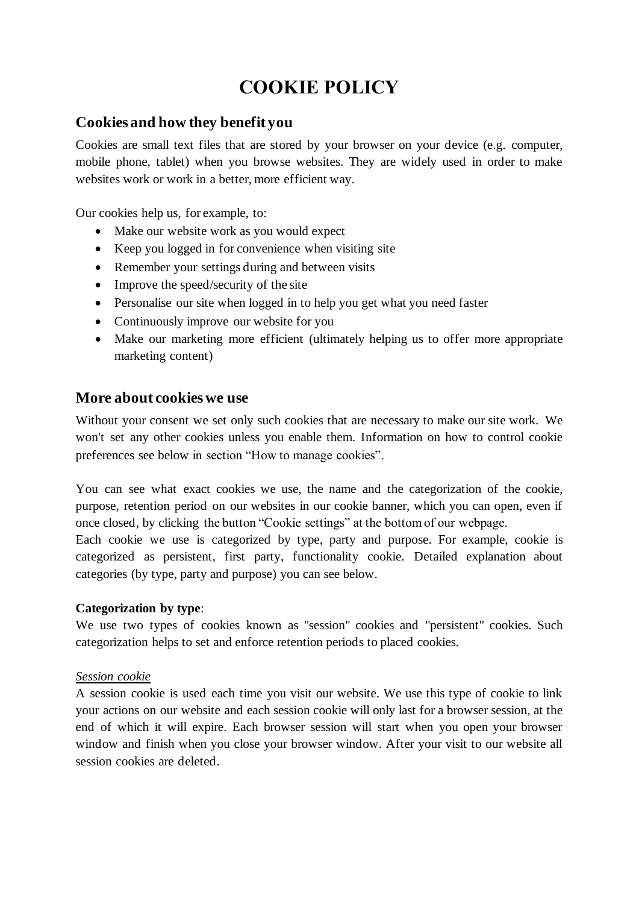# COOKIE POLICY

## Cookies and how they benefit you

Cookies are small text files that are stored by your browser on your device (e.g. computer, mobile phone, tablet) when you browse websites. They are widely used in order to make websites work or work in a better, more efficient way.

Our cookies help us, for example, to:

- Make our website work as you would expect
- Keep you logged in for convenience when visiting site
- Remember your settings during and between visits
- Improve the speed/security of the site
- Personalise our site when logged in to help you get what you need faster
- Continuously improve our website for you
- Make our marketing more efficient (ultimately helping us to offer more appropriate marketing content)

## More about cookies we use

Without your consent we set only such cookies that are necessary to make our site work. We won't set any other cookies unless you enable them. Information on how to control cookie preferences see below in section "How to manage cookies".

You can see what exact cookies we use, the name and the categorization of the cookie, purpose, retention period on our websites in our cookie banner, which you can open, even if once closed, by clicking the button "Cookie settings" at the bottom of our webpage.
Each cookie we use is categorized by type, party and purpose. For example, cookie is categorized as persistent, first party, functionality cookie. Detailed explanation about categories (by type, party and purpose) you can see below.

**Categorization by type**:
We use two types of cookies known as "session" cookies and "persistent" cookies. Such categorization helps to set and enforce retention periods to placed cookies.

*Session cookie*
A session cookie is used each time you visit our website. We use this type of cookie to link your actions on our website and each session cookie will only last for a browser session, at the end of which it will expire. Each browser session will start when you open your browser window and finish when you close your browser window. After your visit to our website all session cookies are deleted.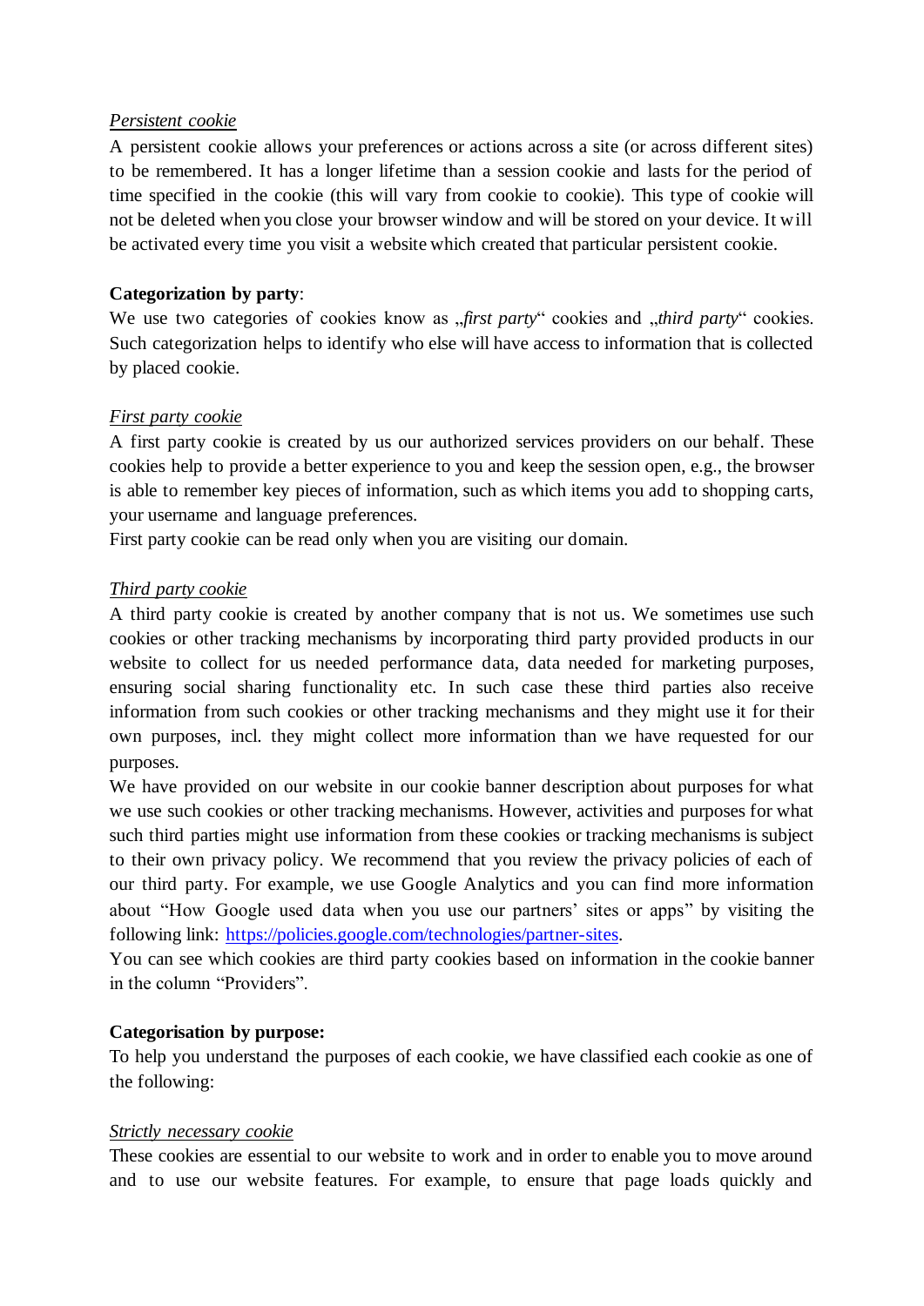*Persistent cookie*

A persistent cookie allows your preferences or actions across a site (or across different sites) to be remembered. It has a longer lifetime than a session cookie and lasts for the period of time specified in the cookie (this will vary from cookie to cookie). This type of cookie will not be deleted when you close your browser window and will be stored on your device. It will be activated every time you visit a website which created that particular persistent cookie.

**Categorization by party**:

We use two categories of cookies know as „*first party*“ cookies and „*third party*“ cookies. Such categorization helps to identify who else will have access to information that is collected by placed cookie.

*First party cookie*

A first party cookie is created by us our authorized services providers on our behalf. These cookies help to provide a better experience to you and keep the session open, e.g., the browser is able to remember key pieces of information, such as which items you add to shopping carts, your username and language preferences.

First party cookie can be read only when you are visiting our domain.

*Third party cookie*

A third party cookie is created by another company that is not us. We sometimes use such cookies or other tracking mechanisms by incorporating third party provided products in our website to collect for us needed performance data, data needed for marketing purposes, ensuring social sharing functionality etc. In such case these third parties also receive information from such cookies or other tracking mechanisms and they might use it for their own purposes, incl. they might collect more information than we have requested for our purposes.

We have provided on our website in our cookie banner description about purposes for what we use such cookies or other tracking mechanisms. However, activities and purposes for what such third parties might use information from these cookies or tracking mechanisms is subject to their own privacy policy. We recommend that you review the privacy policies of each of our third party. For example, we use Google Analytics and you can find more information about “How Google used data when you use our partners’ sites or apps” by visiting the following link: [https://policies.google.com/technologies/partner-sites](https://policies.google.com/technologies/partner-sites).

You can see which cookies are third party cookies based on information in the cookie banner in the column “Providers”.

**Categorisation by purpose:**

To help you understand the purposes of each cookie, we have classified each cookie as one of the following:

*Strictly necessary cookie*

These cookies are essential to our website to work and in order to enable you to move around and to use our website features. For example, to ensure that page loads quickly and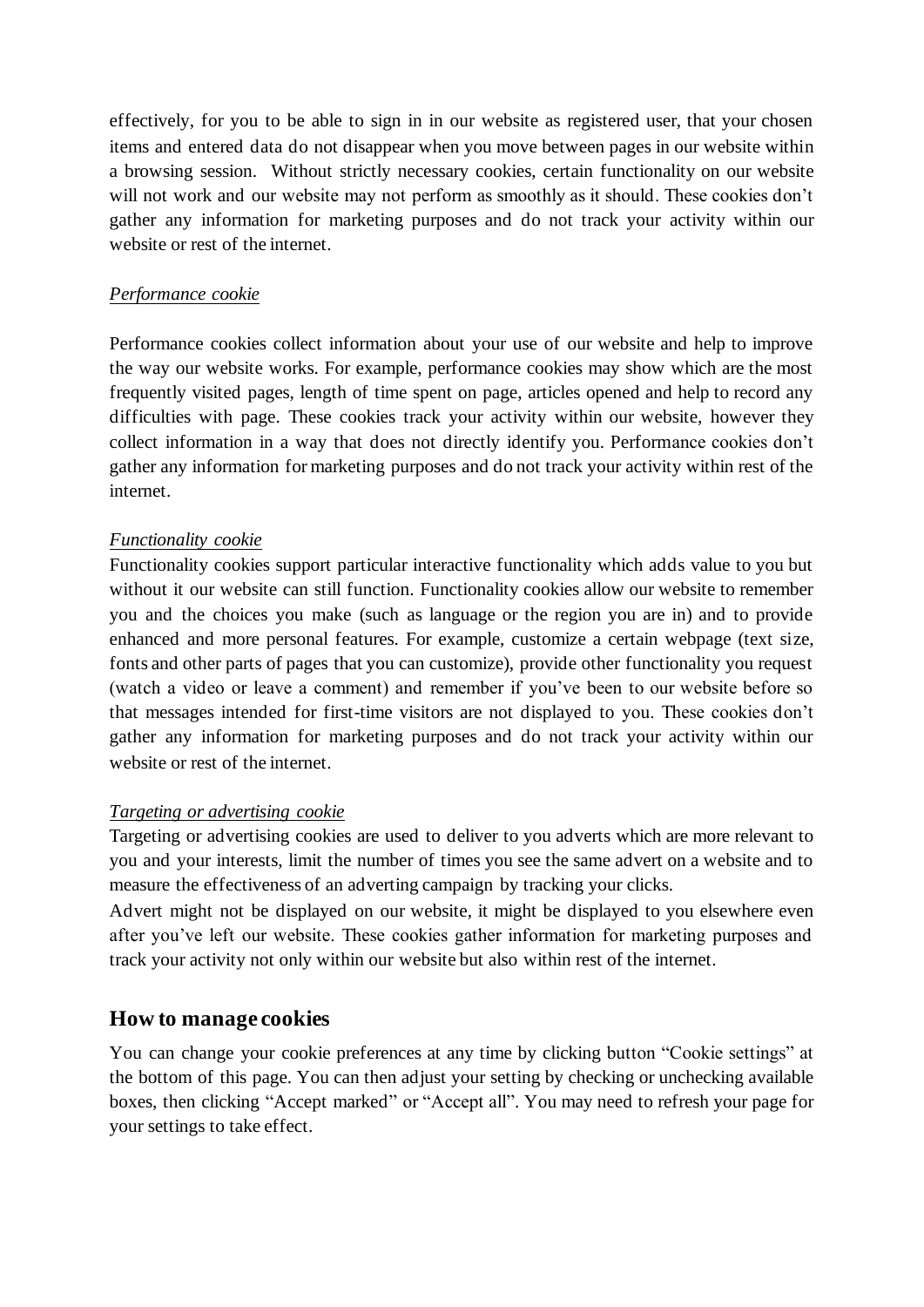effectively, for you to be able to sign in in our website as registered user, that your chosen items and entered data do not disappear when you move between pages in our website within a browsing session. Without strictly necessary cookies, certain functionality on our website will not work and our website may not perform as smoothly as it should. These cookies don't gather any information for marketing purposes and do not track your activity within our website or rest of the internet.

*Performance cookie*

Performance cookies collect information about your use of our website and help to improve the way our website works. For example, performance cookies may show which are the most frequently visited pages, length of time spent on page, articles opened and help to record any difficulties with page. These cookies track your activity within our website, however they collect information in a way that does not directly identify you. Performance cookies don't gather any information for marketing purposes and do not track your activity within rest of the internet.

*Functionality cookie*

Functionality cookies support particular interactive functionality which adds value to you but without it our website can still function. Functionality cookies allow our website to remember you and the choices you make (such as language or the region you are in) and to provide enhanced and more personal features. For example, customize a certain webpage (text size, fonts and other parts of pages that you can customize), provide other functionality you request (watch a video or leave a comment) and remember if you've been to our website before so that messages intended for first-time visitors are not displayed to you. These cookies don't gather any information for marketing purposes and do not track your activity within our website or rest of the internet.

*Targeting or advertising cookie*

Targeting or advertising cookies are used to deliver to you adverts which are more relevant to you and your interests, limit the number of times you see the same advert on a website and to measure the effectiveness of an adverting campaign by tracking your clicks.

Advert might not be displayed on our website, it might be displayed to you elsewhere even after you've left our website. These cookies gather information for marketing purposes and track your activity not only within our website but also within rest of the internet.

## How to manage cookies

You can change your cookie preferences at any time by clicking button "Cookie settings" at the bottom of this page. You can then adjust your setting by checking or unchecking available boxes, then clicking "Accept marked" or "Accept all". You may need to refresh your page for your settings to take effect.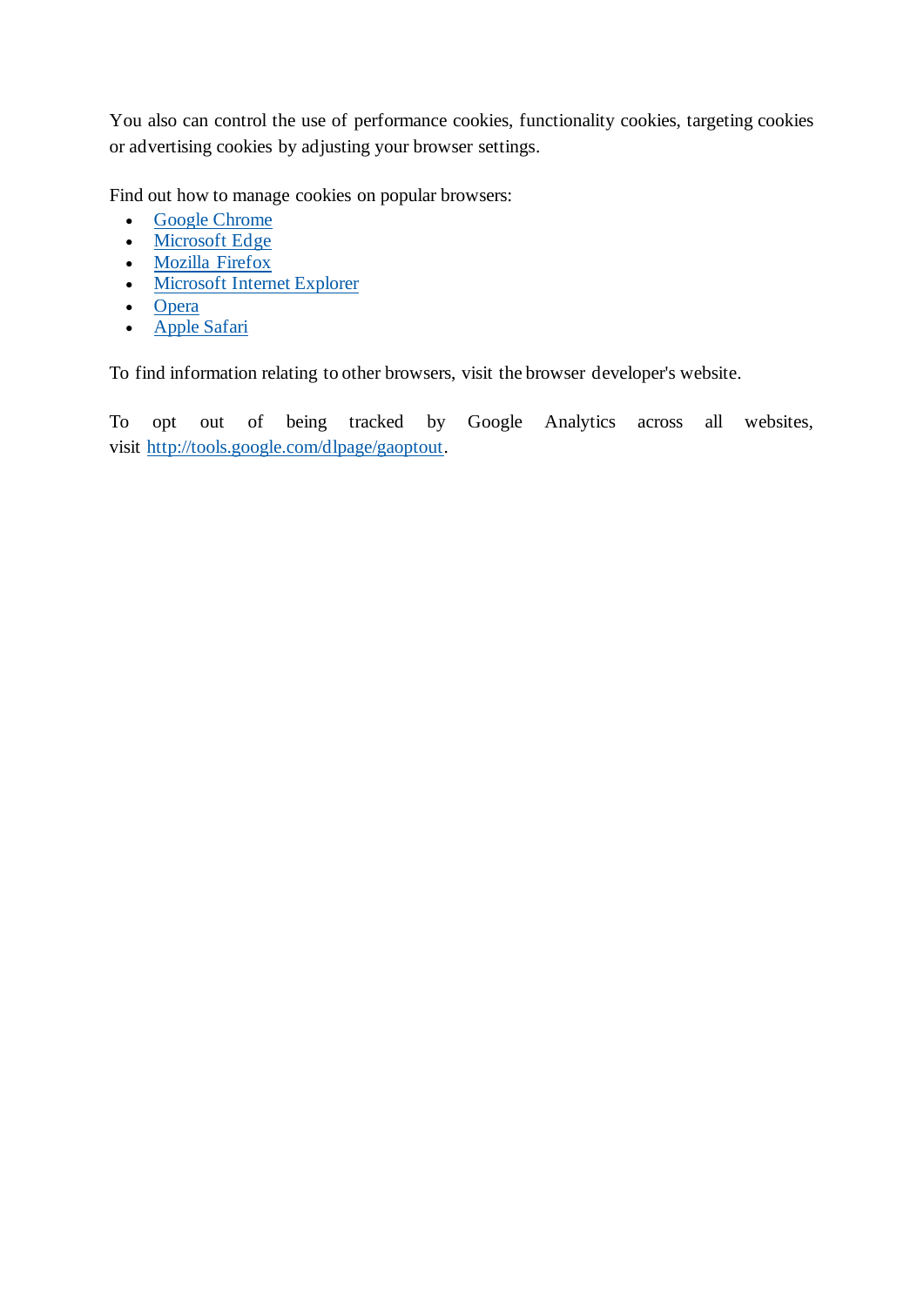You also can control the use of performance cookies, functionality cookies, targeting cookies or advertising cookies by adjusting your browser settings.

Find out how to manage cookies on popular browsers:

- Google Chrome
- Microsoft Edge
- Mozilla Firefox
- Microsoft Internet Explorer
- Opera
- Apple Safari

To find information relating to other browsers, visit the browser developer's website.

To opt out of being tracked by Google Analytics across all websites, visit http://tools.google.com/dlpage/gaoptout.